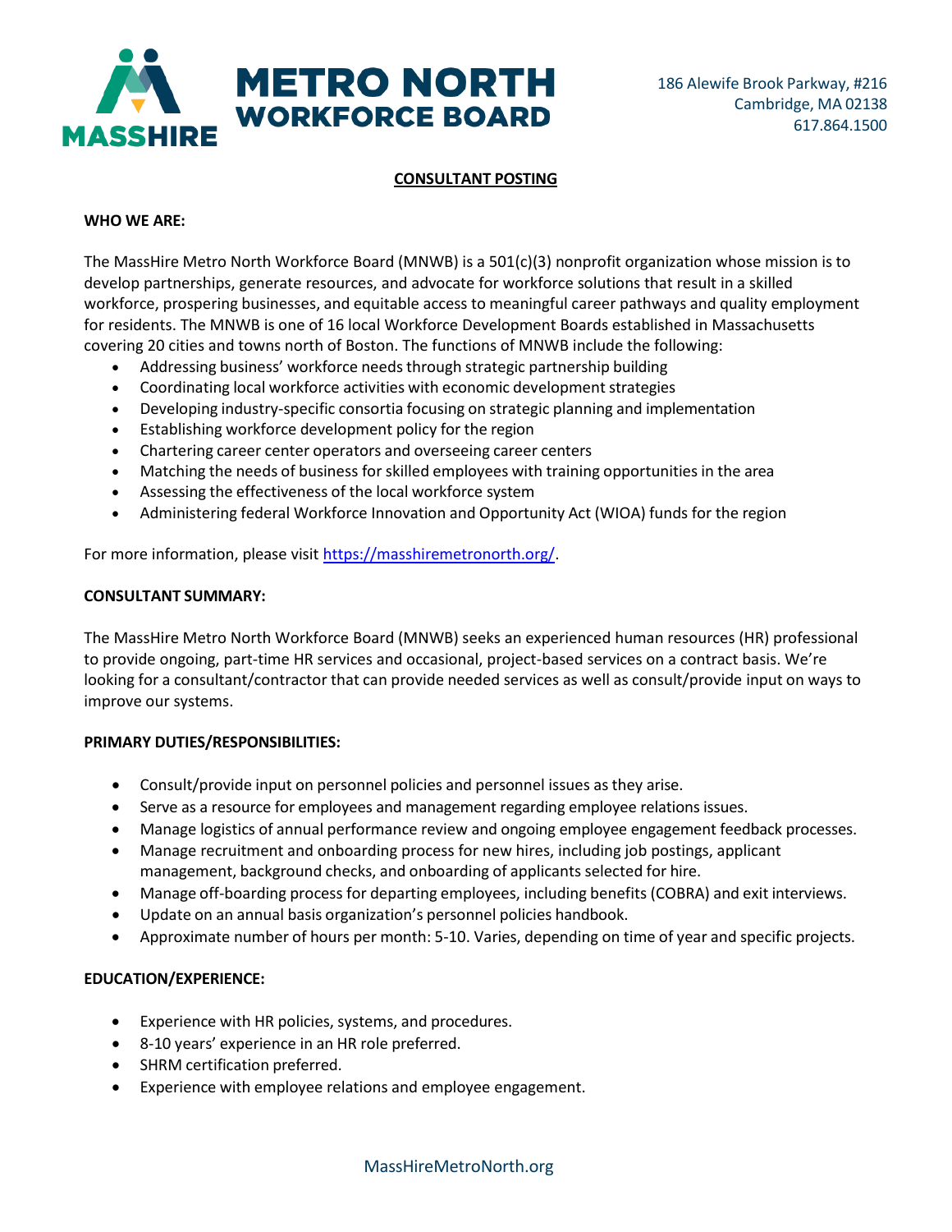MASSHIRE METRO NORTH WORKFORCE BOARD

186 Alewife Brook Parkway, #216
Cambridge, MA 02138
617.864.1500

# CONSULTANT POSTING

**WHO WE ARE:**

The MassHire Metro North Workforce Board (MNWB) is a 501(c)(3) nonprofit organization whose mission is to develop partnerships, generate resources, and advocate for workforce solutions that result in a skilled workforce, prospering businesses, and equitable access to meaningful career pathways and quality employment for residents. The MNWB is one of 16 local Workforce Development Boards established in Massachusetts covering 20 cities and towns north of Boston. The functions of MNWB include the following:

- Addressing business' workforce needs through strategic partnership building
- Coordinating local workforce activities with economic development strategies
- Developing industry-specific consortia focusing on strategic planning and implementation
- Establishing workforce development policy for the region
- Chartering career center operators and overseeing career centers
- Matching the needs of business for skilled employees with training opportunities in the area
- Assessing the effectiveness of the local workforce system
- Administering federal Workforce Innovation and Opportunity Act (WIOA) funds for the region

For more information, please visit https://masshiremetronorth.org/.

**CONSULTANT SUMMARY:**

The MassHire Metro North Workforce Board (MNWB) seeks an experienced human resources (HR) professional to provide ongoing, part-time HR services and occasional, project-based services on a contract basis. We're looking for a consultant/contractor that can provide needed services as well as consult/provide input on ways to improve our systems.

**PRIMARY DUTIES/RESPONSIBILITIES:**

- Consult/provide input on personnel policies and personnel issues as they arise.
- Serve as a resource for employees and management regarding employee relations issues.
- Manage logistics of annual performance review and ongoing employee engagement feedback processes.
- Manage recruitment and onboarding process for new hires, including job postings, applicant management, background checks, and onboarding of applicants selected for hire.
- Manage off-boarding process for departing employees, including benefits (COBRA) and exit interviews.
- Update on an annual basis organization's personnel policies handbook.
- Approximate number of hours per month: 5-10. Varies, depending on time of year and specific projects.

**EDUCATION/EXPERIENCE:**

- Experience with HR policies, systems, and procedures.
- 8-10 years' experience in an HR role preferred.
- SHRM certification preferred.
- Experience with employee relations and employee engagement.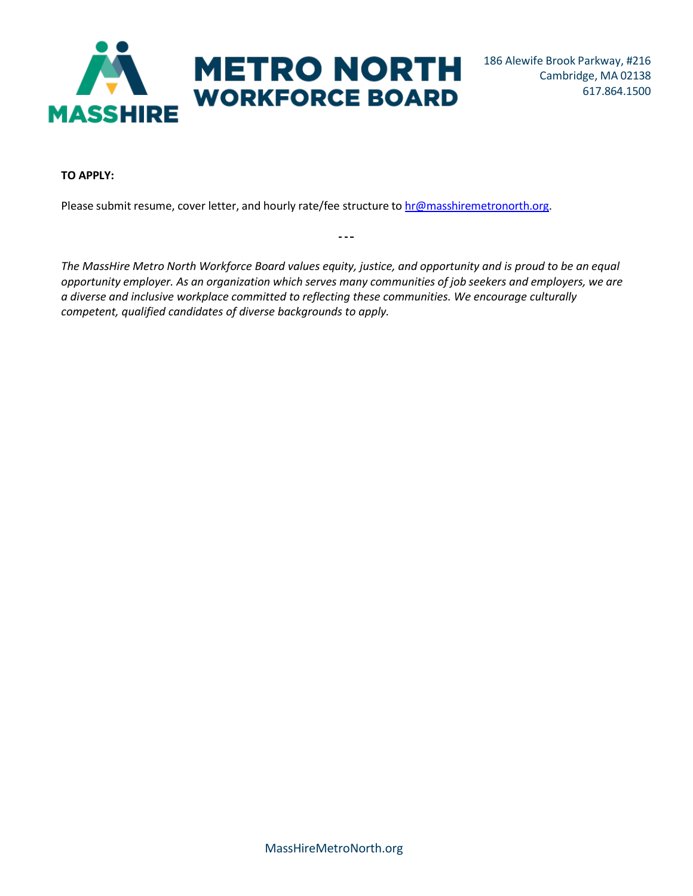**TO APPLY:**

Please submit resume, cover letter, and hourly rate/fee structure to hr@masshiremetronorth.org.

---

*The MassHire Metro North Workforce Board values equity, justice, and opportunity and is proud to be an equal opportunity employer. As an organization which serves many communities of job seekers and employers, we are a diverse and inclusive workplace committed to reflecting these communities. We encourage culturally competent, qualified candidates of diverse backgrounds to apply.*